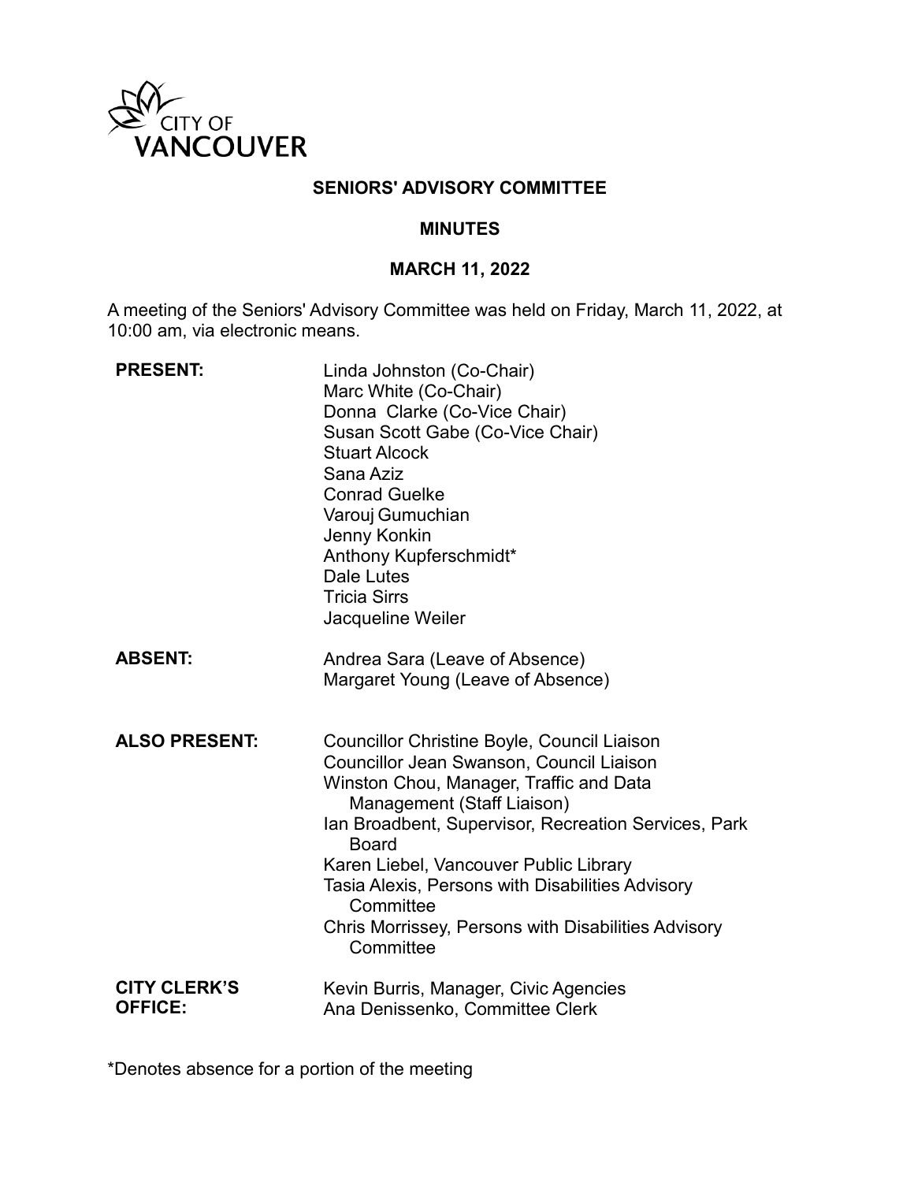CITY OF VANCOUVER

# SENIORS' ADVISORY COMMITTEE

## MINUTES

## MARCH 11, 2022

A meeting of the Seniors' Advisory Committee was held on Friday, March 11, 2022, at 10:00 am, via electronic means.

| | |
|---|---|
| **PRESENT:** | Linda Johnston (Co-Chair)<br>Marc White (Co-Chair)<br>Donna Clarke (Co-Vice Chair)<br>Susan Scott Gabe (Co-Vice Chair)<br>Stuart Alcock<br>Sana Aziz<br>Conrad Guelke<br>Varouj Gumuchian<br>Jenny Konkin<br>Anthony Kupferschmidt*<br>Dale Lutes<br>Tricia Sirrs<br>Jacqueline Weiler |
| **ABSENT:** | Andrea Sara (Leave of Absence)<br>Margaret Young (Leave of Absence) |
| **ALSO PRESENT:** | Councillor Christine Boyle, Council Liaison<br>Councillor Jean Swanson, Council Liaison<br>Winston Chou, Manager, Traffic and Data Management (Staff Liaison)<br>Ian Broadbent, Supervisor, Recreation Services, Park Board<br>Karen Liebel, Vancouver Public Library<br>Tasia Alexis, Persons with Disabilities Advisory Committee<br>Chris Morrissey, Persons with Disabilities Advisory Committee |
| **CITY CLERK'S OFFICE:** | Kevin Burris, Manager, Civic Agencies<br>Ana Denissenko, Committee Clerk |

*Denotes absence for a portion of the meeting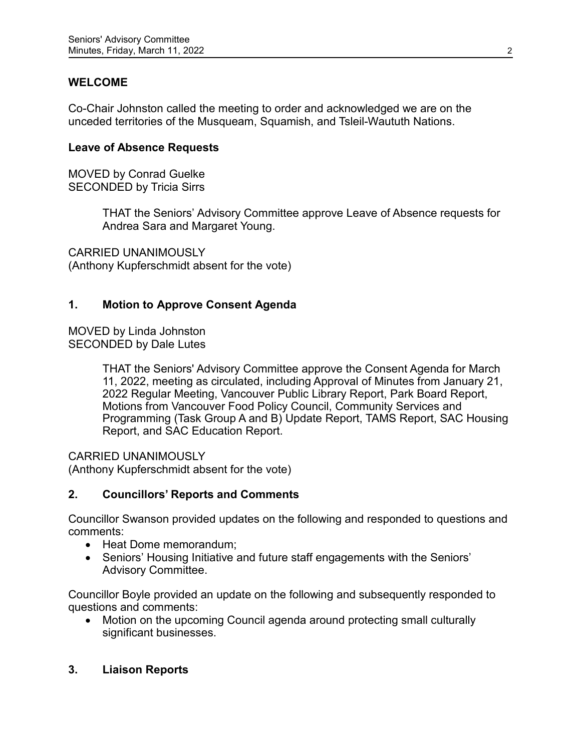## WELCOME

Co-Chair Johnston called the meeting to order and acknowledged we are on the unceded territories of the Musqueam, Squamish, and Tsleil-Waututh Nations.

### Leave of Absence Requests

MOVED by Conrad Guelke
SECONDED by Tricia Sirrs

> THAT the Seniors' Advisory Committee approve Leave of Absence requests for Andrea Sara and Margaret Young.

CARRIED UNANIMOUSLY
(Anthony Kupferschmidt absent for the vote)

## 1. Motion to Approve Consent Agenda

MOVED by Linda Johnston
SECONDED by Dale Lutes

> THAT the Seniors' Advisory Committee approve the Consent Agenda for March 11, 2022, meeting as circulated, including Approval of Minutes from January 21, 2022 Regular Meeting, Vancouver Public Library Report, Park Board Report, Motions from Vancouver Food Policy Council, Community Services and Programming (Task Group A and B) Update Report, TAMS Report, SAC Housing Report, and SAC Education Report.

CARRIED UNANIMOUSLY
(Anthony Kupferschmidt absent for the vote)

## 2. Councillors' Reports and Comments

Councillor Swanson provided updates on the following and responded to questions and comments:

- Heat Dome memorandum;
- Seniors' Housing Initiative and future staff engagements with the Seniors' Advisory Committee.

Councillor Boyle provided an update on the following and subsequently responded to questions and comments:

- Motion on the upcoming Council agenda around protecting small culturally significant businesses.

## 3. Liaison Reports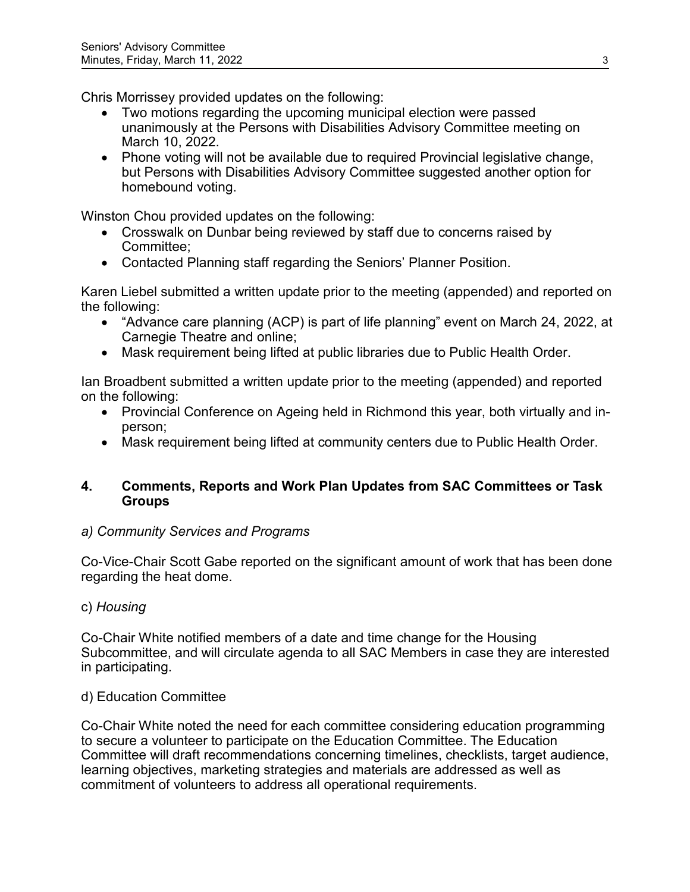Chris Morrissey provided updates on the following:

- Two motions regarding the upcoming municipal election were passed unanimously at the Persons with Disabilities Advisory Committee meeting on March 10, 2022.
- Phone voting will not be available due to required Provincial legislative change, but Persons with Disabilities Advisory Committee suggested another option for homebound voting.

Winston Chou provided updates on the following:

- Crosswalk on Dunbar being reviewed by staff due to concerns raised by Committee;
- Contacted Planning staff regarding the Seniors' Planner Position.

Karen Liebel submitted a written update prior to the meeting (appended) and reported on the following:

- "Advance care planning (ACP) is part of life planning" event on March 24, 2022, at Carnegie Theatre and online;
- Mask requirement being lifted at public libraries due to Public Health Order.

Ian Broadbent submitted a written update prior to the meeting (appended) and reported on the following:

- Provincial Conference on Ageing held in Richmond this year, both virtually and in-person;
- Mask requirement being lifted at community centers due to Public Health Order.

## 4. Comments, Reports and Work Plan Updates from SAC Committees or Task Groups

*a) Community Services and Programs*

Co-Vice-Chair Scott Gabe reported on the significant amount of work that has been done regarding the heat dome.

c) *Housing*

Co-Chair White notified members of a date and time change for the Housing Subcommittee, and will circulate agenda to all SAC Members in case they are interested in participating.

d) Education Committee

Co-Chair White noted the need for each committee considering education programming to secure a volunteer to participate on the Education Committee. The Education Committee will draft recommendations concerning timelines, checklists, target audience, learning objectives, marketing strategies and materials are addressed as well as commitment of volunteers to address all operational requirements.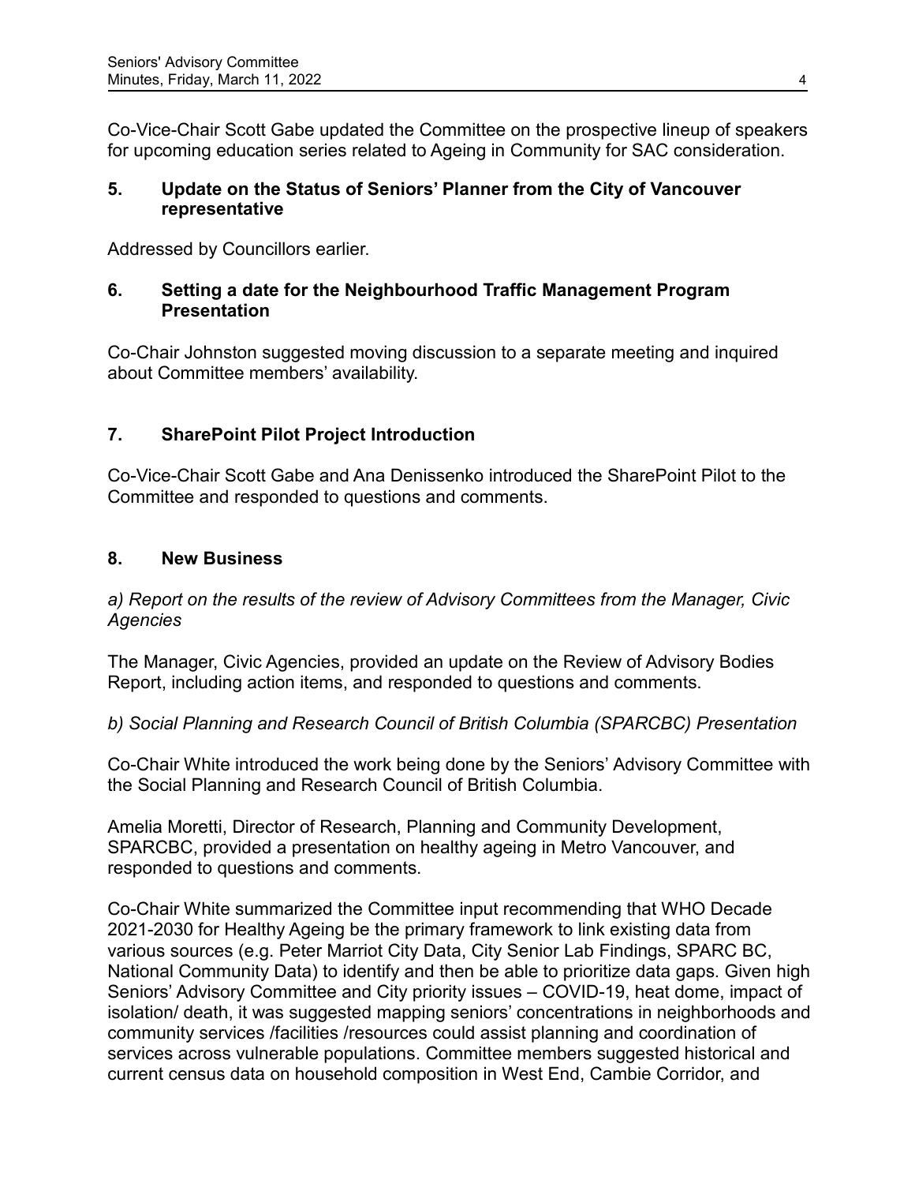Co-Vice-Chair Scott Gabe updated the Committee on the prospective lineup of speakers for upcoming education series related to Ageing in Community for SAC consideration.

## 5. Update on the Status of Seniors' Planner from the City of Vancouver representative

Addressed by Councillors earlier.

## 6. Setting a date for the Neighbourhood Traffic Management Program Presentation

Co-Chair Johnston suggested moving discussion to a separate meeting and inquired about Committee members' availability.

## 7. SharePoint Pilot Project Introduction

Co-Vice-Chair Scott Gabe and Ana Denissenko introduced the SharePoint Pilot to the Committee and responded to questions and comments.

## 8. New Business

*a) Report on the results of the review of Advisory Committees from the Manager, Civic Agencies*

The Manager, Civic Agencies, provided an update on the Review of Advisory Bodies Report, including action items, and responded to questions and comments.

*b) Social Planning and Research Council of British Columbia (SPARCBC) Presentation*

Co-Chair White introduced the work being done by the Seniors' Advisory Committee with the Social Planning and Research Council of British Columbia.

Amelia Moretti, Director of Research, Planning and Community Development, SPARCBC, provided a presentation on healthy ageing in Metro Vancouver, and responded to questions and comments.

Co-Chair White summarized the Committee input recommending that WHO Decade 2021-2030 for Healthy Ageing be the primary framework to link existing data from various sources (e.g. Peter Marriot City Data, City Senior Lab Findings, SPARC BC, National Community Data) to identify and then be able to prioritize data gaps. Given high Seniors' Advisory Committee and City priority issues – COVID-19, heat dome, impact of isolation/ death, it was suggested mapping seniors' concentrations in neighborhoods and community services /facilities /resources could assist planning and coordination of services across vulnerable populations. Committee members suggested historical and current census data on household composition in West End, Cambie Corridor, and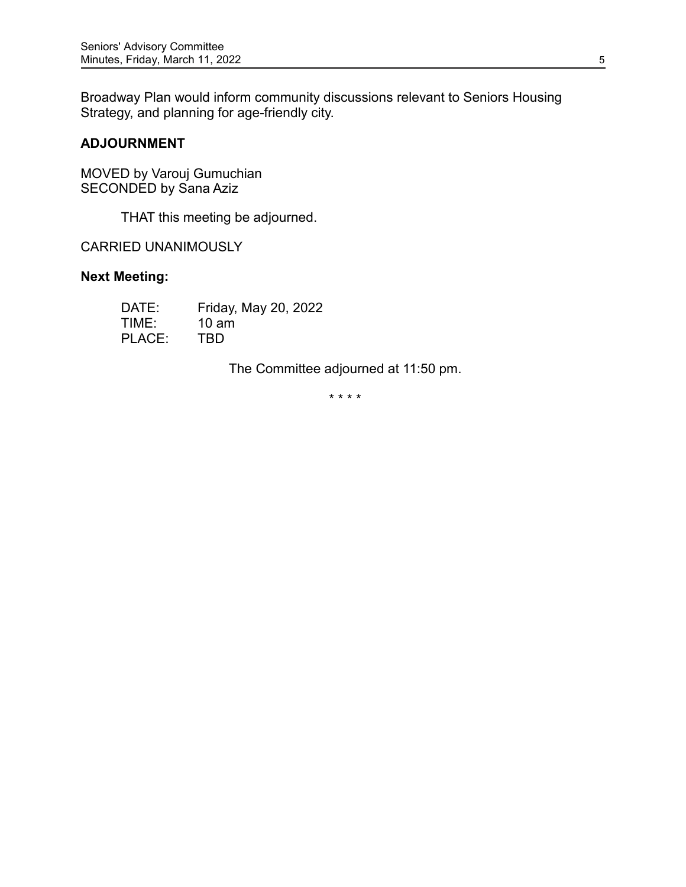Broadway Plan would inform community discussions relevant to Seniors Housing Strategy, and planning for age-friendly city.

**ADJOURNMENT**

MOVED by Varouj Gumuchian
SECONDED by Sana Aziz

THAT this meeting be adjourned.

CARRIED UNANIMOUSLY

**Next Meeting:**

DATE: Friday, May 20, 2022
TIME: 10 am
PLACE: TBD

The Committee adjourned at 11:50 pm.

* * * *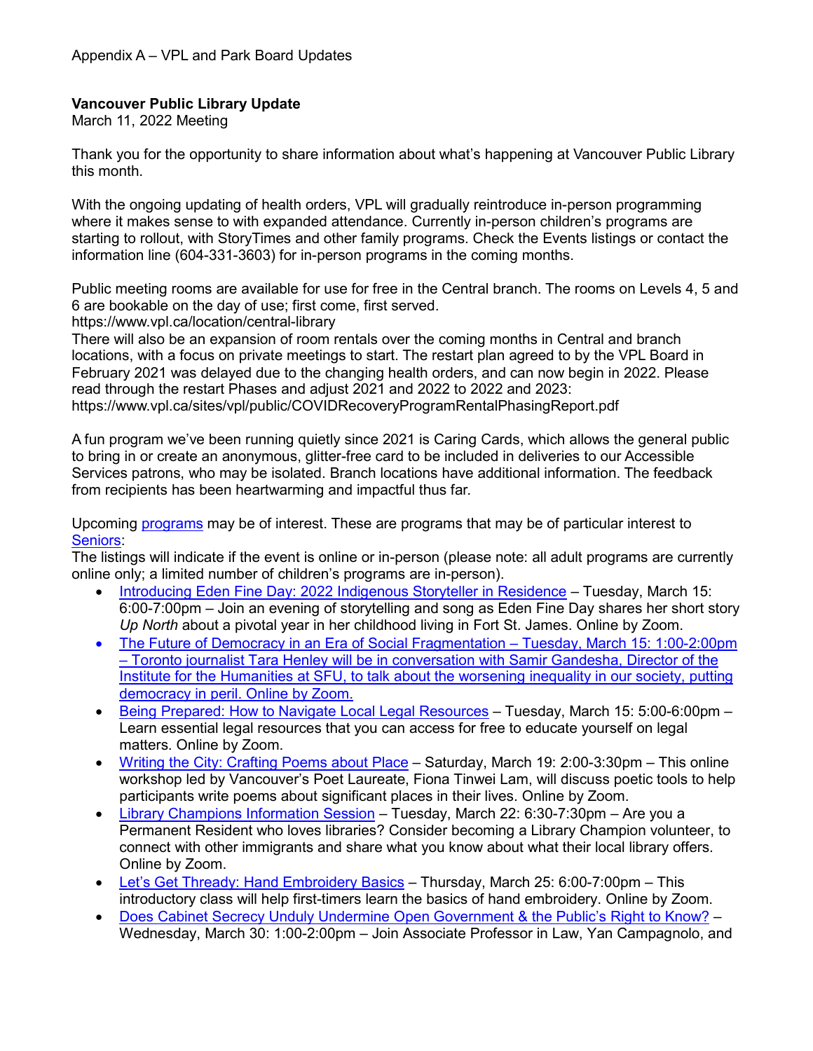Appendix A – VPL and Park Board Updates

**Vancouver Public Library Update**
March 11, 2022 Meeting

Thank you for the opportunity to share information about what's happening at Vancouver Public Library this month.

With the ongoing updating of health orders, VPL will gradually reintroduce in-person programming where it makes sense to with expanded attendance. Currently in-person children's programs are starting to rollout, with StoryTimes and other family programs. Check the Events listings or contact the information line (604-331-3603) for in-person programs in the coming months.

Public meeting rooms are available for use for free in the Central branch. The rooms on Levels 4, 5 and 6 are bookable on the day of use; first come, first served.
https://www.vpl.ca/location/central-library
There will also be an expansion of room rentals over the coming months in Central and branch locations, with a focus on private meetings to start. The restart plan agreed to by the VPL Board in February 2021 was delayed due to the changing health orders, and can now begin in 2022. Please read through the restart Phases and adjust 2021 and 2022 to 2022 and 2023:
https://www.vpl.ca/sites/vpl/public/COVIDRecoveryProgramRentalPhasingReport.pdf

A fun program we've been running quietly since 2021 is Caring Cards, which allows the general public to bring in or create an anonymous, glitter-free card to be included in deliveries to our Accessible Services patrons, who may be isolated. Branch locations have additional information. The feedback from recipients has been heartwarming and impactful thus far.

Upcoming programs may be of interest. These are programs that may be of particular interest to Seniors:
The listings will indicate if the event is online or in-person (please note: all adult programs are currently online only; a limited number of children's programs are in-person).

- Introducing Eden Fine Day: 2022 Indigenous Storyteller in Residence – Tuesday, March 15: 6:00-7:00pm – Join an evening of storytelling and song as Eden Fine Day shares her short story *Up North* about a pivotal year in her childhood living in Fort St. James. Online by Zoom.
- The Future of Democracy in an Era of Social Fragmentation – Tuesday, March 15: 1:00-2:00pm – Toronto journalist Tara Henley will be in conversation with Samir Gandesha, Director of the Institute for the Humanities at SFU, to talk about the worsening inequality in our society, putting democracy in peril. Online by Zoom.
- Being Prepared: How to Navigate Local Legal Resources – Tuesday, March 15: 5:00-6:00pm – Learn essential legal resources that you can access for free to educate yourself on legal matters. Online by Zoom.
- Writing the City: Crafting Poems about Place – Saturday, March 19: 2:00-3:30pm – This online workshop led by Vancouver's Poet Laureate, Fiona Tinwei Lam, will discuss poetic tools to help participants write poems about significant places in their lives. Online by Zoom.
- Library Champions Information Session – Tuesday, March 22: 6:30-7:30pm – Are you a Permanent Resident who loves libraries? Consider becoming a Library Champion volunteer, to connect with other immigrants and share what you know about what their local library offers. Online by Zoom.
- Let's Get Thready: Hand Embroidery Basics – Thursday, March 25: 6:00-7:00pm – This introductory class will help first-timers learn the basics of hand embroidery. Online by Zoom.
- Does Cabinet Secrecy Unduly Undermine Open Government & the Public's Right to Know? – Wednesday, March 30: 1:00-2:00pm – Join Associate Professor in Law, Yan Campagnolo, and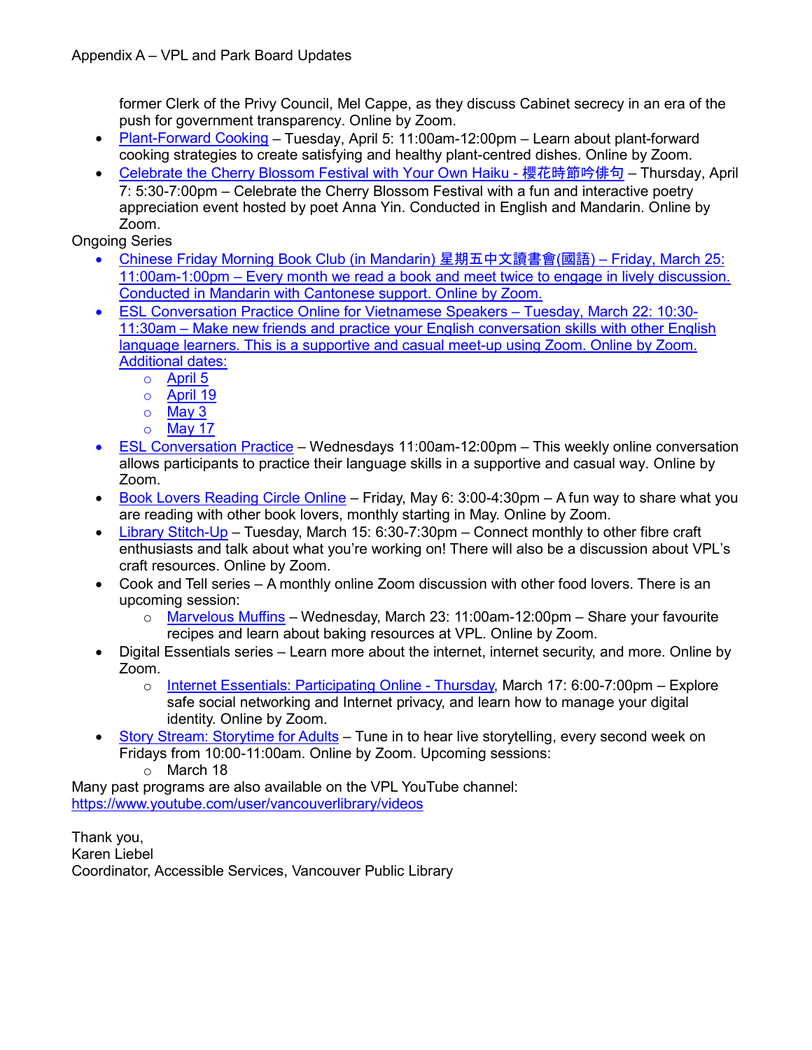former Clerk of the Privy Council, Mel Cappe, as they discuss Cabinet secrecy in an era of the push for government transparency. Online by Zoom.

- Plant-Forward Cooking – Tuesday, April 5: 11:00am-12:00pm – Learn about plant-forward cooking strategies to create satisfying and healthy plant-centred dishes. Online by Zoom.
- Celebrate the Cherry Blossom Festival with Your Own Haiku - 櫻花時節吟俳句 – Thursday, April 7: 5:30-7:00pm – Celebrate the Cherry Blossom Festival with a fun and interactive poetry appreciation event hosted by poet Anna Yin. Conducted in English and Mandarin. Online by Zoom.

Ongoing Series

- Chinese Friday Morning Book Club (in Mandarin) 星期五中文讀書會(國語) – Friday, March 25: 11:00am-1:00pm – Every month we read a book and meet twice to engage in lively discussion. Conducted in Mandarin with Cantonese support. Online by Zoom.
- ESL Conversation Practice Online for Vietnamese Speakers – Tuesday, March 22: 10:30-11:30am – Make new friends and practice your English conversation skills with other English language learners. This is a supportive and casual meet-up using Zoom. Online by Zoom. Additional dates:
    - April 5
    - April 19
    - May 3
    - May 17
- ESL Conversation Practice – Wednesdays 11:00am-12:00pm – This weekly online conversation allows participants to practice their language skills in a supportive and casual way. Online by Zoom.
- Book Lovers Reading Circle Online – Friday, May 6: 3:00-4:30pm – A fun way to share what you are reading with other book lovers, monthly starting in May. Online by Zoom.
- Library Stitch-Up – Tuesday, March 15: 6:30-7:30pm – Connect monthly to other fibre craft enthusiasts and talk about what you're working on! There will also be a discussion about VPL's craft resources. Online by Zoom.
- Cook and Tell series – A monthly online Zoom discussion with other food lovers. There is an upcoming session:
    - Marvelous Muffins – Wednesday, March 23: 11:00am-12:00pm – Share your favourite recipes and learn about baking resources at VPL. Online by Zoom.
- Digital Essentials series – Learn more about the internet, internet security, and more. Online by Zoom.
    - Internet Essentials: Participating Online - Thursday, March 17: 6:00-7:00pm – Explore safe social networking and Internet privacy, and learn how to manage your digital identity. Online by Zoom.
- Story Stream: Storytime for Adults – Tune in to hear live storytelling, every second week on Fridays from 10:00-11:00am. Online by Zoom. Upcoming sessions:
    - March 18

Many past programs are also available on the VPL YouTube channel: https://www.youtube.com/user/vancouverlibrary/videos

Thank you,
Karen Liebel
Coordinator, Accessible Services, Vancouver Public Library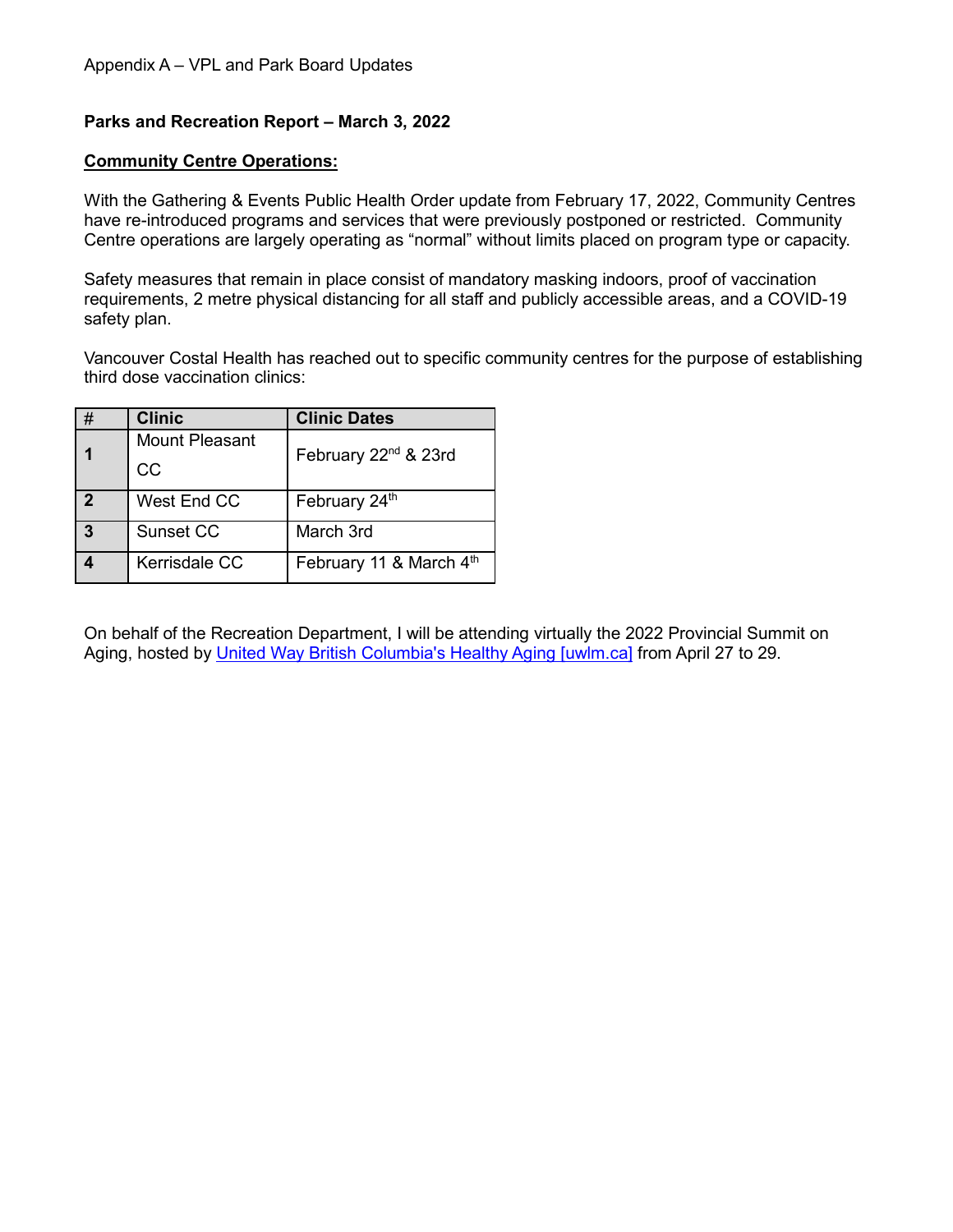Appendix A – VPL and Park Board Updates

**Parks and Recreation Report – March 3, 2022**

**Community Centre Operations:**

With the Gathering & Events Public Health Order update from February 17, 2022, Community Centres have re-introduced programs and services that were previously postponed or restricted. Community Centre operations are largely operating as "normal" without limits placed on program type or capacity.

Safety measures that remain in place consist of mandatory masking indoors, proof of vaccination requirements, 2 metre physical distancing for all staff and publicly accessible areas, and a COVID-19 safety plan.

Vancouver Costal Health has reached out to specific community centres for the purpose of establishing third dose vaccination clinics:

| # | Clinic | Clinic Dates |
|---|---|---|
| **1** | Mount Pleasant CC | February 22nd & 23rd |
| **2** | West End CC | February 24th |
| **3** | Sunset CC | March 3rd |
| **4** | Kerrisdale CC | February 11 & March 4th |

On behalf of the Recreation Department, I will be attending virtually the 2022 Provincial Summit on Aging, hosted by United Way British Columbia's Healthy Aging [uwlm.ca] from April 27 to 29.